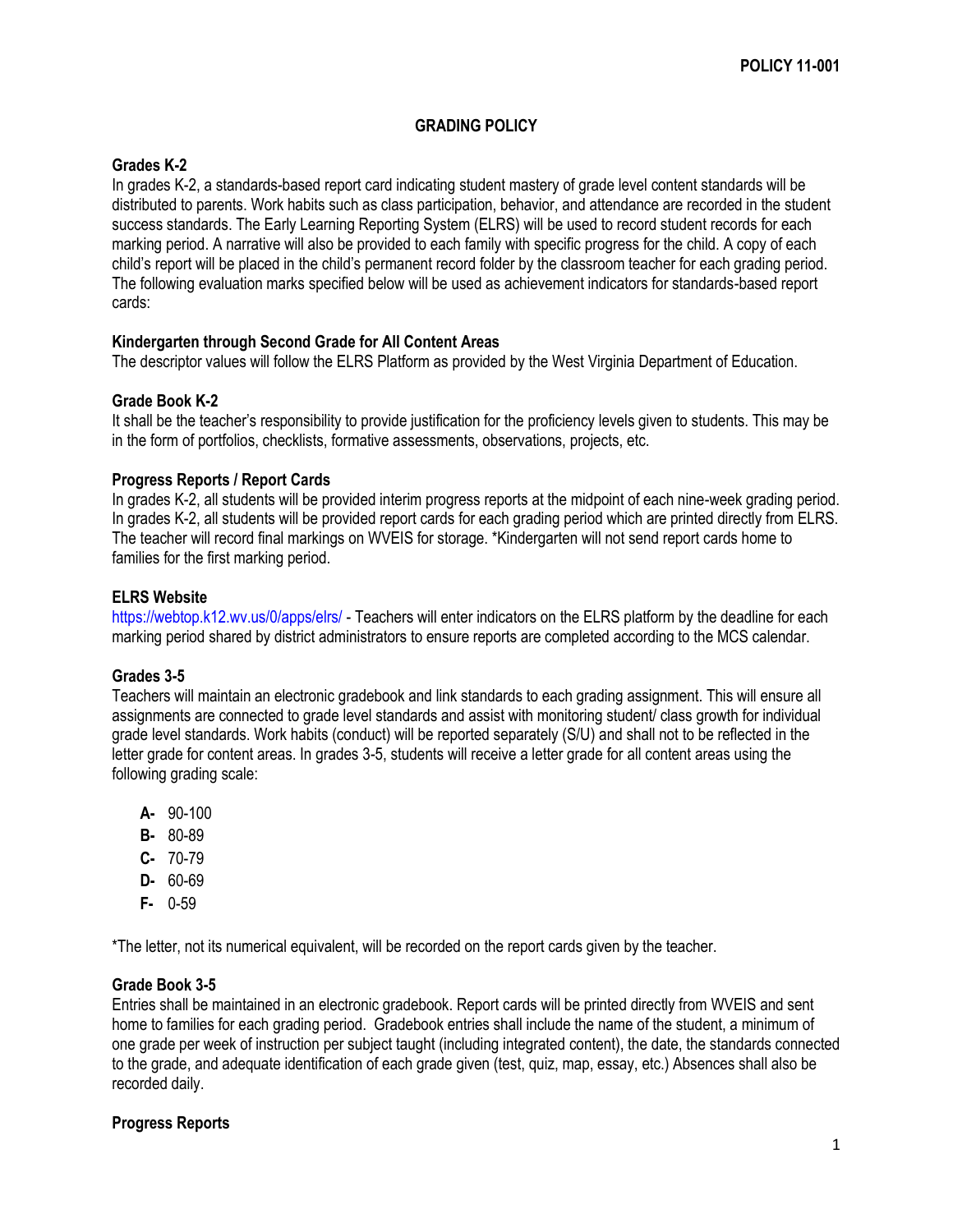**POLICY 11-001**

# GRADING POLICY

## Grades K-2

In grades K-2, a standards-based report card indicating student mastery of grade level content standards will be distributed to parents. Work habits such as class participation, behavior, and attendance are recorded in the student success standards. The Early Learning Reporting System (ELRS) will be used to record student records for each marking period. A narrative will also be provided to each family with specific progress for the child. A copy of each child's report will be placed in the child's permanent record folder by the classroom teacher for each grading period. The following evaluation marks specified below will be used as achievement indicators for standards-based report cards:

### Kindergarten through Second Grade for All Content Areas

The descriptor values will follow the ELRS Platform as provided by the West Virginia Department of Education.

### Grade Book K-2

It shall be the teacher's responsibility to provide justification for the proficiency levels given to students. This may be in the form of portfolios, checklists, formative assessments, observations, projects, etc.

### Progress Reports / Report Cards

In grades K-2, all students will be provided interim progress reports at the midpoint of each nine-week grading period. In grades K-2, all students will be provided report cards for each grading period which are printed directly from ELRS. The teacher will record final markings on WVEIS for storage. *Kindergarten will not send report cards home to families for the first marking period.

### ELRS Website

https://webtop.k12.wv.us/0/apps/elrs/ - Teachers will enter indicators on the ELRS platform by the deadline for each marking period shared by district administrators to ensure reports are completed according to the MCS calendar.

## Grades 3-5

Teachers will maintain an electronic gradebook and link standards to each grading assignment. This will ensure all assignments are connected to grade level standards and assist with monitoring student/ class growth for individual grade level standards. Work habits (conduct) will be reported separately (S/U) and shall not to be reflected in the letter grade for content areas. In grades 3-5, students will receive a letter grade for all content areas using the following grading scale:

- **A-** 90-100
- **B-** 80-89
- **C-** 70-79
- **D-** 60-69
- **F-** 0-59

*The letter, not its numerical equivalent, will be recorded on the report cards given by the teacher.

### Grade Book 3-5

Entries shall be maintained in an electronic gradebook. Report cards will be printed directly from WVEIS and sent home to families for each grading period. Gradebook entries shall include the name of the student, a minimum of one grade per week of instruction per subject taught (including integrated content), the date, the standards connected to the grade, and adequate identification of each grade given (test, quiz, map, essay, etc.) Absences shall also be recorded daily.

### Progress Reports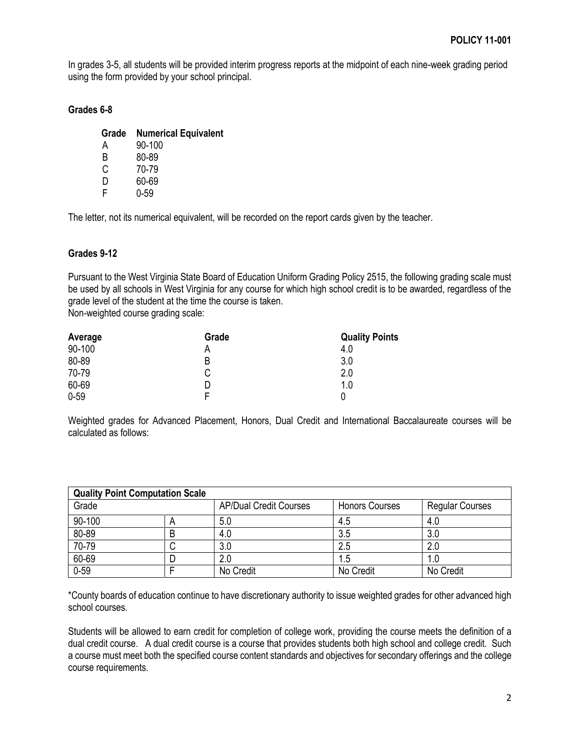In grades 3-5, all students will be provided interim progress reports at the midpoint of each nine-week grading period using the form provided by your school principal.

### Grades 6-8

| Grade | Numerical Equivalent |
|---|---|
| A | 90-100 |
| B | 80-89 |
| C | 70-79 |
| D | 60-69 |
| F | 0-59 |

The letter, not its numerical equivalent, will be recorded on the report cards given by the teacher.

### Grades 9-12

Pursuant to the West Virginia State Board of Education Uniform Grading Policy 2515, the following grading scale must be used by all schools in West Virginia for any course for which high school credit is to be awarded, regardless of the grade level of the student at the time the course is taken.
Non-weighted course grading scale:

| Average | Grade | Quality Points |
|---|---|---|
| 90-100 | A | 4.0 |
| 80-89 | B | 3.0 |
| 70-79 | C | 2.0 |
| 60-69 | D | 1.0 |
| 0-59 | F | 0 |

Weighted grades for Advanced Placement, Honors, Dual Credit and International Baccalaureate courses will be calculated as follows:

| **Quality Point Computation Scale** | | | | |
|---|---|---|---|---|
| Grade | | AP/Dual Credit Courses | Honors Courses | Regular Courses |
| 90-100 | A | 5.0 | 4.5 | 4.0 |
| 80-89 | B | 4.0 | 3.5 | 3.0 |
| 70-79 | C | 3.0 | 2.5 | 2.0 |
| 60-69 | D | 2.0 | 1.5 | 1.0 |
| 0-59 | F | No Credit | No Credit | No Credit |

*County boards of education continue to have discretionary authority to issue weighted grades for other advanced high school courses.

Students will be allowed to earn credit for completion of college work, providing the course meets the definition of a dual credit course. A dual credit course is a course that provides students both high school and college credit. Such a course must meet both the specified course content standards and objectives for secondary offerings and the college course requirements.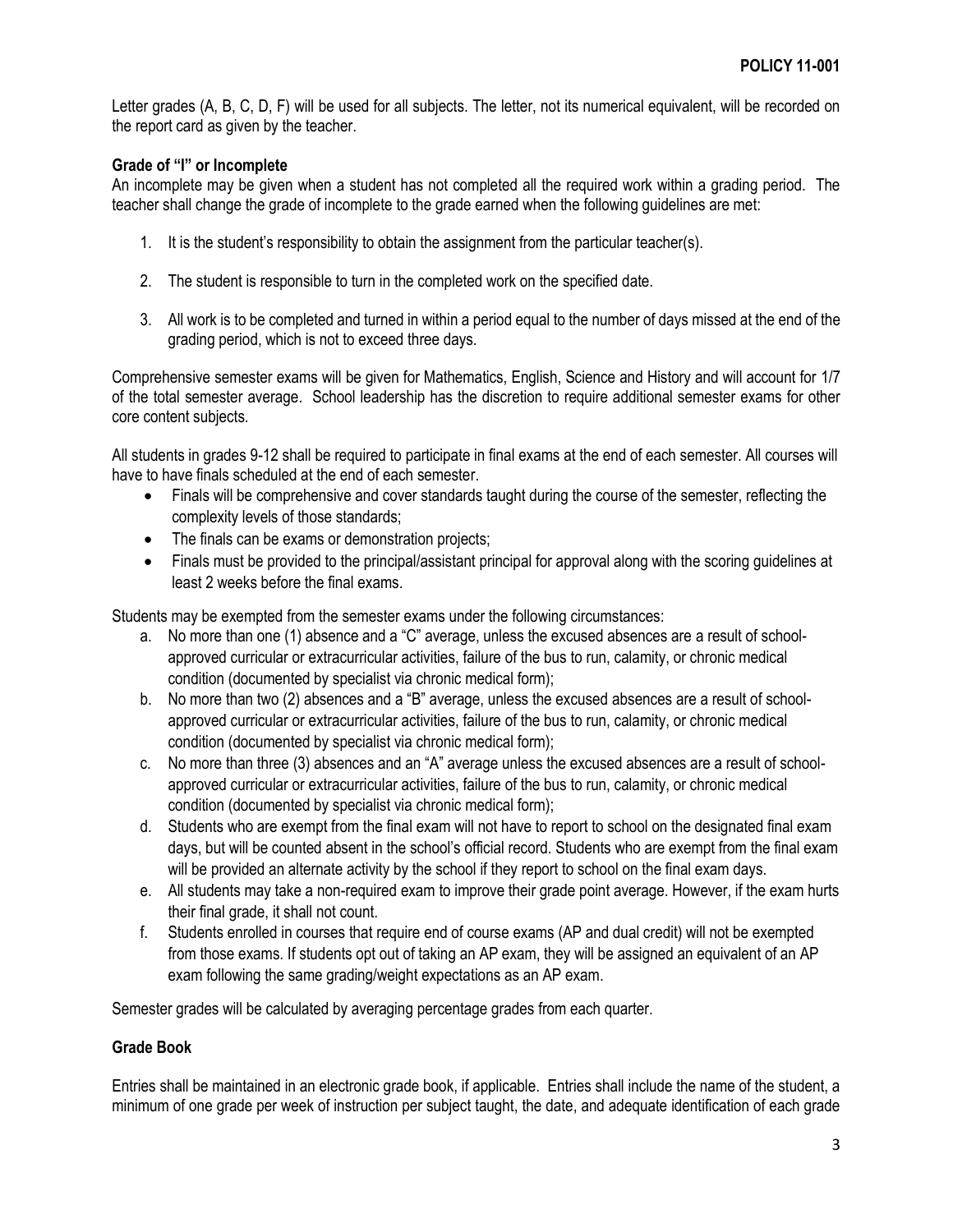Letter grades (A, B, C, D, F) will be used for all subjects. The letter, not its numerical equivalent, will be recorded on the report card as given by the teacher.

**Grade of "I" or Incomplete**

An incomplete may be given when a student has not completed all the required work within a grading period. The teacher shall change the grade of incomplete to the grade earned when the following guidelines are met:

1. It is the student's responsibility to obtain the assignment from the particular teacher(s).

2. The student is responsible to turn in the completed work on the specified date.

3. All work is to be completed and turned in within a period equal to the number of days missed at the end of the grading period, which is not to exceed three days.

Comprehensive semester exams will be given for Mathematics, English, Science and History and will account for 1/7 of the total semester average. School leadership has the discretion to require additional semester exams for other core content subjects.

All students in grades 9-12 shall be required to participate in final exams at the end of each semester. All courses will have to have finals scheduled at the end of each semester.

- Finals will be comprehensive and cover standards taught during the course of the semester, reflecting the complexity levels of those standards;
- The finals can be exams or demonstration projects;
- Finals must be provided to the principal/assistant principal for approval along with the scoring guidelines at least 2 weeks before the final exams.

Students may be exempted from the semester exams under the following circumstances:

a. No more than one (1) absence and a "C" average, unless the excused absences are a result of school-approved curricular or extracurricular activities, failure of the bus to run, calamity, or chronic medical condition (documented by specialist via chronic medical form);

b. No more than two (2) absences and a "B" average, unless the excused absences are a result of school-approved curricular or extracurricular activities, failure of the bus to run, calamity, or chronic medical condition (documented by specialist via chronic medical form);

c. No more than three (3) absences and an "A" average unless the excused absences are a result of school-approved curricular or extracurricular activities, failure of the bus to run, calamity, or chronic medical condition (documented by specialist via chronic medical form);

d. Students who are exempt from the final exam will not have to report to school on the designated final exam days, but will be counted absent in the school's official record. Students who are exempt from the final exam will be provided an alternate activity by the school if they report to school on the final exam days.

e. All students may take a non-required exam to improve their grade point average. However, if the exam hurts their final grade, it shall not count.

f. Students enrolled in courses that require end of course exams (AP and dual credit) will not be exempted from those exams. If students opt out of taking an AP exam, they will be assigned an equivalent of an AP exam following the same grading/weight expectations as an AP exam.

Semester grades will be calculated by averaging percentage grades from each quarter.

**Grade Book**

Entries shall be maintained in an electronic grade book, if applicable. Entries shall include the name of the student, a minimum of one grade per week of instruction per subject taught, the date, and adequate identification of each grade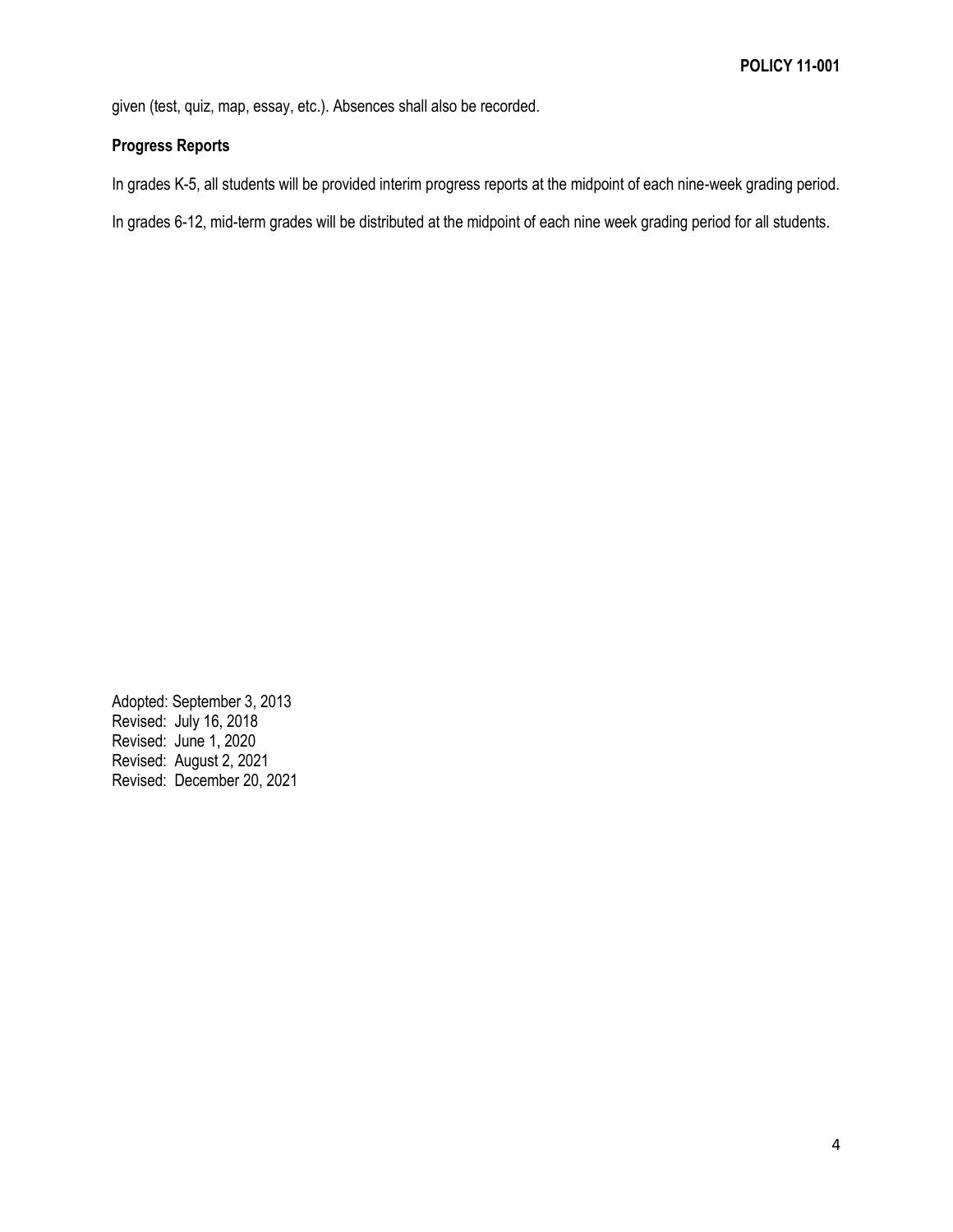given (test, quiz, map, essay, etc.). Absences shall also be recorded.

**Progress Reports**

In grades K-5, all students will be provided interim progress reports at the midpoint of each nine-week grading period.

In grades 6-12, mid-term grades will be distributed at the midpoint of each nine week grading period for all students.

Adopted: September 3, 2013
Revised: July 16, 2018
Revised: June 1, 2020
Revised: August 2, 2021
Revised: December 20, 2021